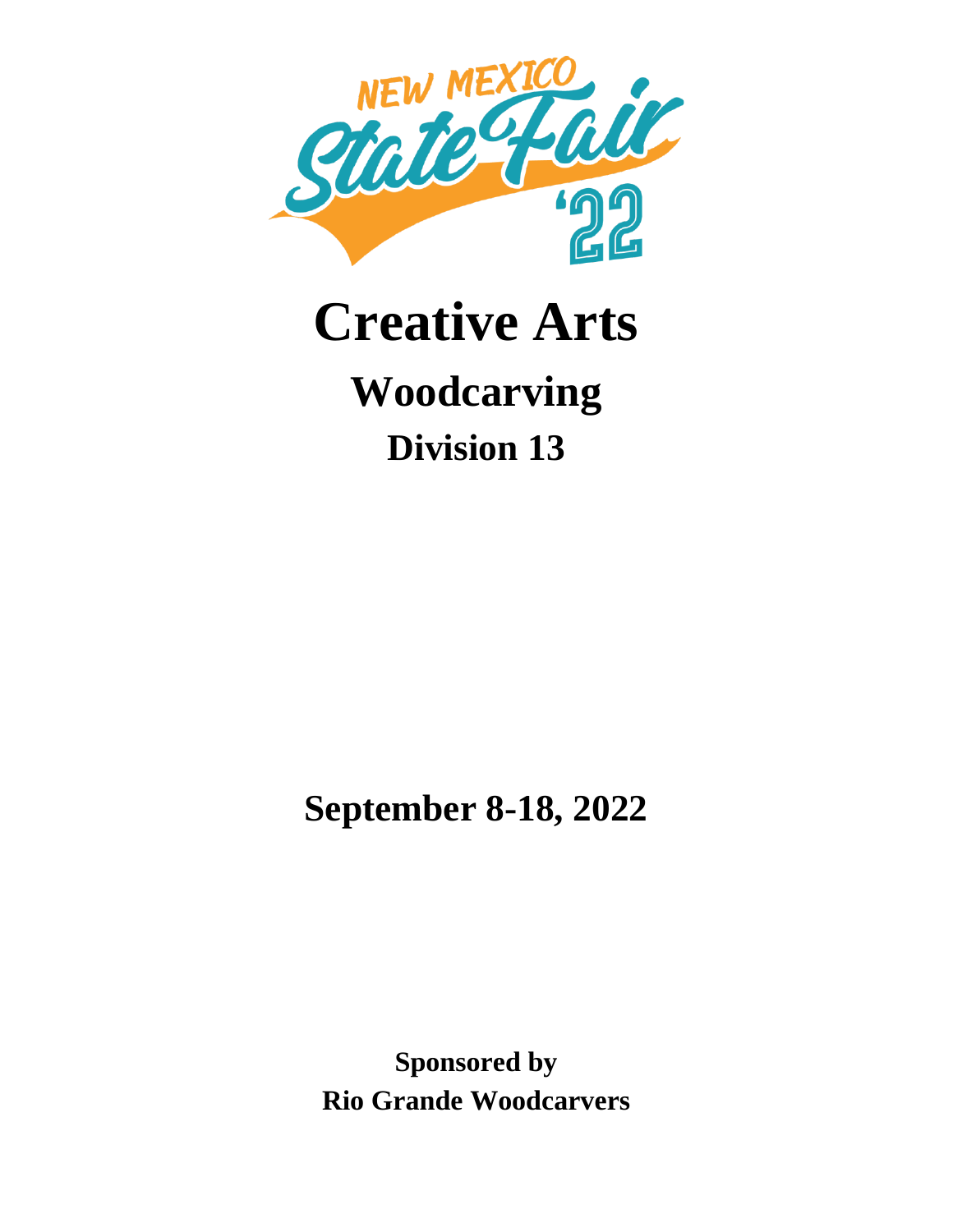NEW MEXICO State Fair '22

# Creative Arts

## Woodcarving

### Division 13

**September 8-18, 2022**

**Sponsored by**
**Rio Grande Woodcarvers**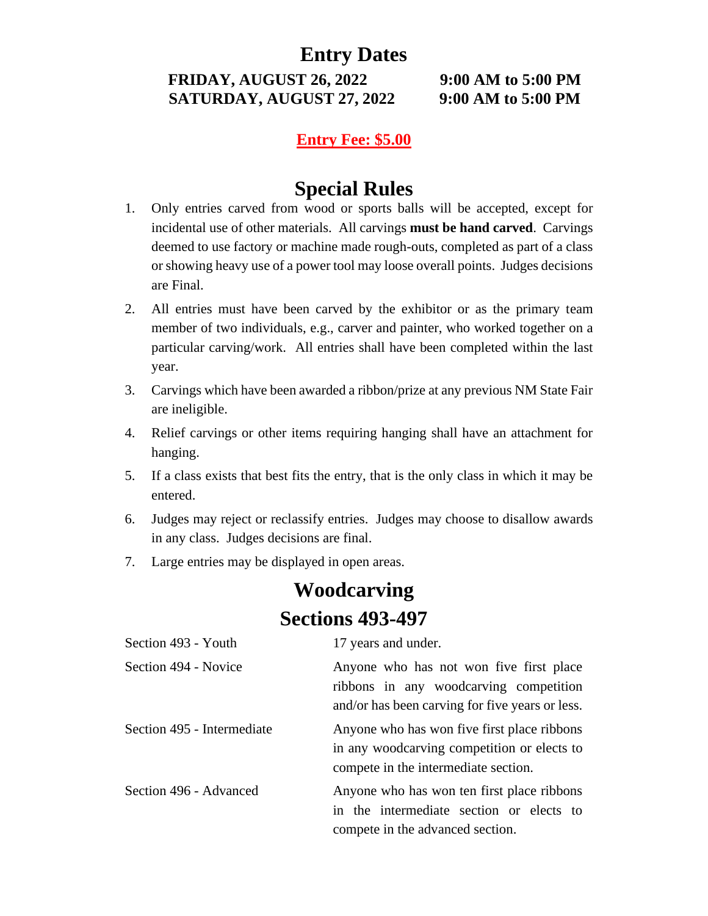# Entry Dates

**FRIDAY, AUGUST 26, 2022 9:00 AM to 5:00 PM**
**SATURDAY, AUGUST 27, 2022 9:00 AM to 5:00 PM**

**Entry Fee: $5.00**

# Special Rules

1. Only entries carved from wood or sports balls will be accepted, except for incidental use of other materials. All carvings **must be hand carved**. Carvings deemed to use factory or machine made rough-outs, completed as part of a class or showing heavy use of a power tool may loose overall points. Judges decisions are Final.
2. All entries must have been carved by the exhibitor or as the primary team member of two individuals, e.g., carver and painter, who worked together on a particular carving/work. All entries shall have been completed within the last year.
3. Carvings which have been awarded a ribbon/prize at any previous NM State Fair are ineligible.
4. Relief carvings or other items requiring hanging shall have an attachment for hanging.
5. If a class exists that best fits the entry, that is the only class in which it may be entered.
6. Judges may reject or reclassify entries. Judges may choose to disallow awards in any class. Judges decisions are final.
7. Large entries may be displayed in open areas.

# Woodcarving
# Sections 493-497

| | |
|---|---|
| Section 493 - Youth | 17 years and under. |
| Section 494 - Novice | Anyone who has not won five first place ribbons in any woodcarving competition and/or has been carving for five years or less. |
| Section 495 - Intermediate | Anyone who has won five first place ribbons in any woodcarving competition or elects to compete in the intermediate section. |
| Section 496 - Advanced | Anyone who has won ten first place ribbons in the intermediate section or elects to compete in the advanced section. |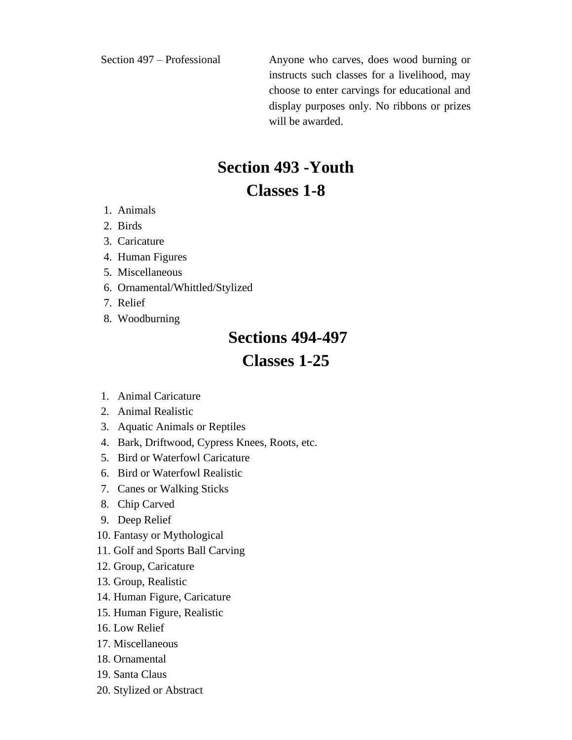| | |
|---|---|
| Section 497 – Professional | Anyone who carves, does wood burning or instructs such classes for a livelihood, may choose to enter carvings for educational and display purposes only. No ribbons or prizes will be awarded. |

# Section 493 -Youth
# Classes 1-8

1. Animals
2. Birds
3. Caricature
4. Human Figures
5. Miscellaneous
6. Ornamental/Whittled/Stylized
7. Relief
8. Woodburning

# Sections 494-497
# Classes 1-25

1. Animal Caricature
2. Animal Realistic
3. Aquatic Animals or Reptiles
4. Bark, Driftwood, Cypress Knees, Roots, etc.
5. Bird or Waterfowl Caricature
6. Bird or Waterfowl Realistic
7. Canes or Walking Sticks
8. Chip Carved
9. Deep Relief
10. Fantasy or Mythological
11. Golf and Sports Ball Carving
12. Group, Caricature
13. Group, Realistic
14. Human Figure, Caricature
15. Human Figure, Realistic
16. Low Relief
17. Miscellaneous
18. Ornamental
19. Santa Claus
20. Stylized or Abstract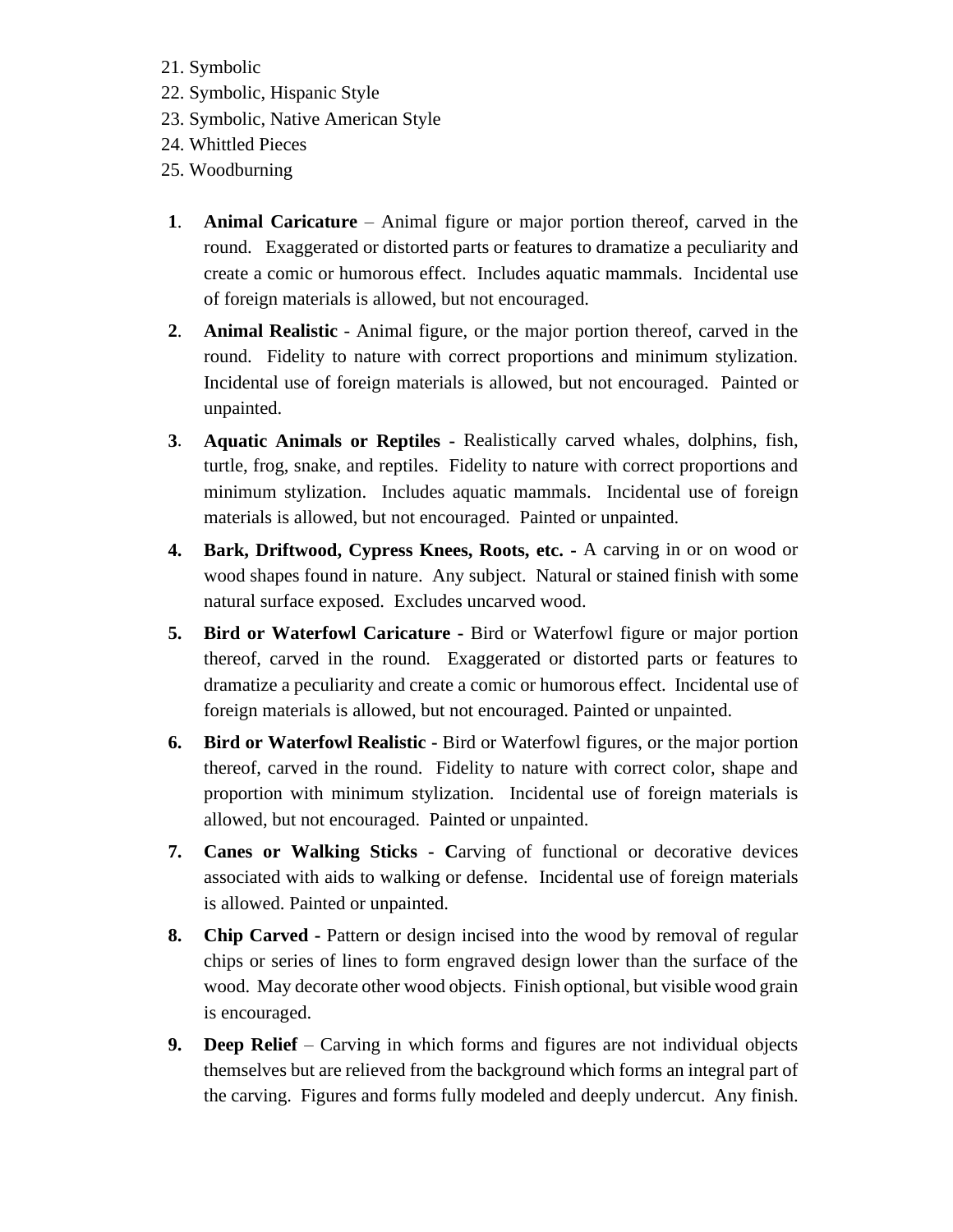21. Symbolic
22. Symbolic, Hispanic Style
23. Symbolic, Native American Style
24. Whittled Pieces
25. Woodburning

1. **Animal Caricature** – Animal figure or major portion thereof, carved in the round. Exaggerated or distorted parts or features to dramatize a peculiarity and create a comic or humorous effect. Includes aquatic mammals. Incidental use of foreign materials is allowed, but not encouraged.

2. **Animal Realistic** - Animal figure, or the major portion thereof, carved in the round. Fidelity to nature with correct proportions and minimum stylization. Incidental use of foreign materials is allowed, but not encouraged. Painted or unpainted.

3. **Aquatic Animals or Reptiles -** Realistically carved whales, dolphins, fish, turtle, frog, snake, and reptiles. Fidelity to nature with correct proportions and minimum stylization. Includes aquatic mammals. Incidental use of foreign materials is allowed, but not encouraged. Painted or unpainted.

4. **Bark, Driftwood, Cypress Knees, Roots, etc. -** A carving in or on wood or wood shapes found in nature. Any subject. Natural or stained finish with some natural surface exposed. Excludes uncarved wood.

5. **Bird or Waterfowl Caricature -** Bird or Waterfowl figure or major portion thereof, carved in the round. Exaggerated or distorted parts or features to dramatize a peculiarity and create a comic or humorous effect. Incidental use of foreign materials is allowed, but not encouraged. Painted or unpainted.

6. **Bird or Waterfowl Realistic -** Bird or Waterfowl figures, or the major portion thereof, carved in the round. Fidelity to nature with correct color, shape and proportion with minimum stylization. Incidental use of foreign materials is allowed, but not encouraged. Painted or unpainted.

7. **Canes or Walking Sticks - C**arving of functional or decorative devices associated with aids to walking or defense. Incidental use of foreign materials is allowed. Painted or unpainted.

8. **Chip Carved -** Pattern or design incised into the wood by removal of regular chips or series of lines to form engraved design lower than the surface of the wood. May decorate other wood objects. Finish optional, but visible wood grain is encouraged.

9. **Deep Relief** – Carving in which forms and figures are not individual objects themselves but are relieved from the background which forms an integral part of the carving. Figures and forms fully modeled and deeply undercut. Any finish.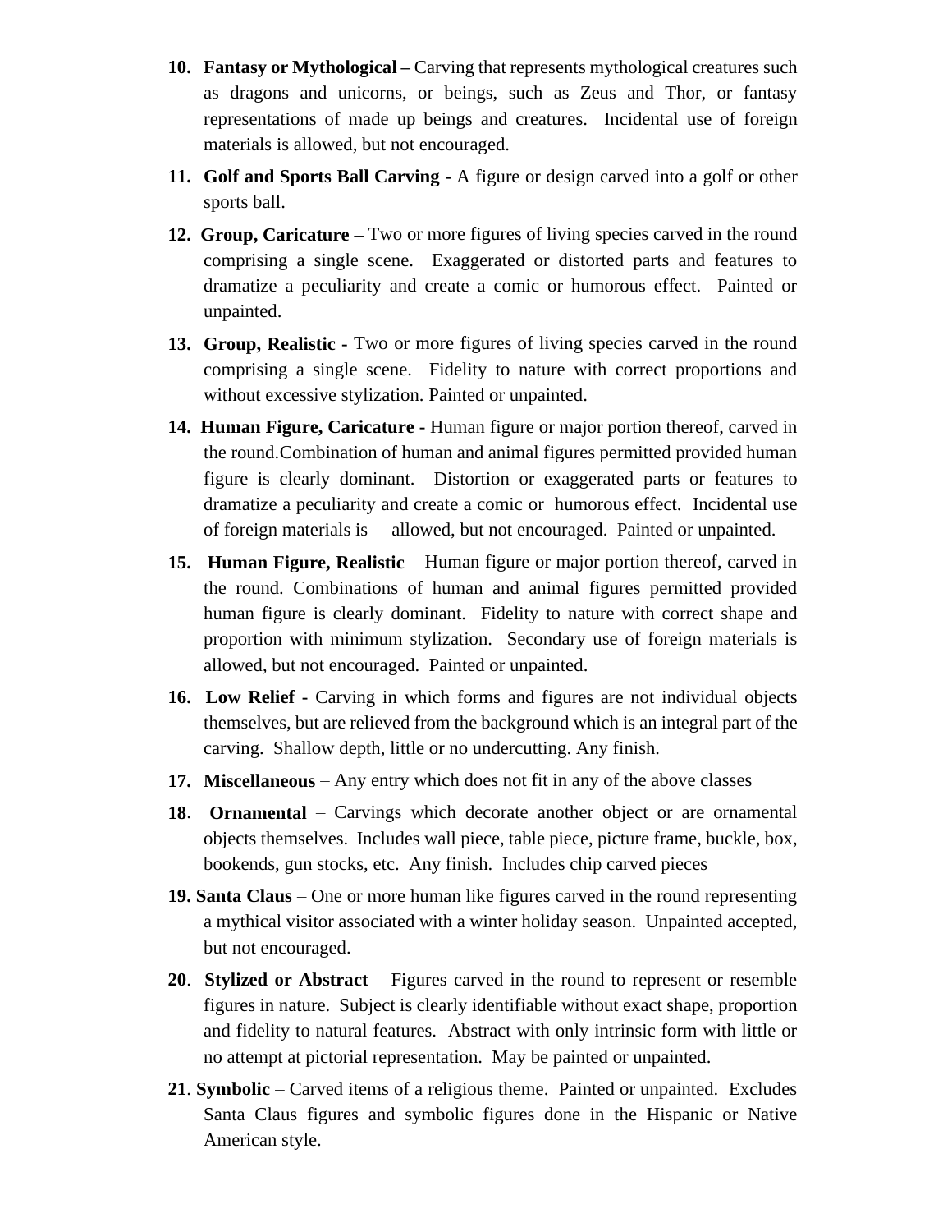10. **Fantasy or Mythological –** Carving that represents mythological creatures such as dragons and unicorns, or beings, such as Zeus and Thor, or fantasy representations of made up beings and creatures. Incidental use of foreign materials is allowed, but not encouraged.

11. **Golf and Sports Ball Carving -** A figure or design carved into a golf or other sports ball.

12. **Group, Caricature –** Two or more figures of living species carved in the round comprising a single scene. Exaggerated or distorted parts and features to dramatize a peculiarity and create a comic or humorous effect. Painted or unpainted.

13. **Group, Realistic -** Two or more figures of living species carved in the round comprising a single scene. Fidelity to nature with correct proportions and without excessive stylization. Painted or unpainted.

14. **Human Figure, Caricature -** Human figure or major portion thereof, carved in the round.Combination of human and animal figures permitted provided human figure is clearly dominant. Distortion or exaggerated parts or features to dramatize a peculiarity and create a comic or humorous effect. Incidental use of foreign materials is allowed, but not encouraged. Painted or unpainted.

15. **Human Figure, Realistic** – Human figure or major portion thereof, carved in the round. Combinations of human and animal figures permitted provided human figure is clearly dominant. Fidelity to nature with correct shape and proportion with minimum stylization. Secondary use of foreign materials is allowed, but not encouraged. Painted or unpainted.

16. **Low Relief -** Carving in which forms and figures are not individual objects themselves, but are relieved from the background which is an integral part of the carving. Shallow depth, little or no undercutting. Any finish.

17. **Miscellaneous** – Any entry which does not fit in any of the above classes

18. **Ornamental** – Carvings which decorate another object or are ornamental objects themselves. Includes wall piece, table piece, picture frame, buckle, box, bookends, gun stocks, etc. Any finish. Includes chip carved pieces

19. **Santa Claus** – One or more human like figures carved in the round representing a mythical visitor associated with a winter holiday season. Unpainted accepted, but not encouraged.

20. **Stylized or Abstract** – Figures carved in the round to represent or resemble figures in nature. Subject is clearly identifiable without exact shape, proportion and fidelity to natural features. Abstract with only intrinsic form with little or no attempt at pictorial representation. May be painted or unpainted.

21. **Symbolic** – Carved items of a religious theme. Painted or unpainted. Excludes Santa Claus figures and symbolic figures done in the Hispanic or Native American style.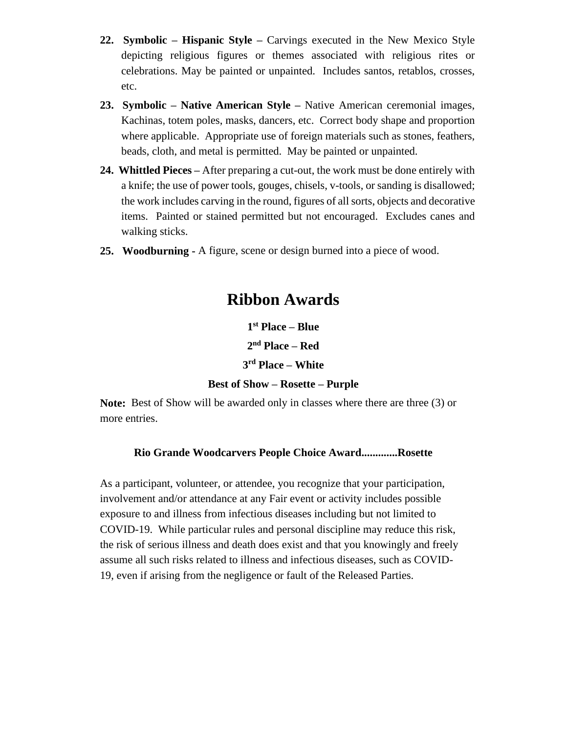22. **Symbolic – Hispanic Style –** Carvings executed in the New Mexico Style depicting religious figures or themes associated with religious rites or celebrations. May be painted or unpainted. Includes santos, retablos, crosses, etc.

23. **Symbolic – Native American Style –** Native American ceremonial images, Kachinas, totem poles, masks, dancers, etc. Correct body shape and proportion where applicable. Appropriate use of foreign materials such as stones, feathers, beads, cloth, and metal is permitted. May be painted or unpainted.

24. **Whittled Pieces –** After preparing a cut-out, the work must be done entirely with a knife; the use of power tools, gouges, chisels, v-tools, or sanding is disallowed; the work includes carving in the round, figures of all sorts, objects and decorative items. Painted or stained permitted but not encouraged. Excludes canes and walking sticks.

25. **Woodburning -** A figure, scene or design burned into a piece of wood.

# Ribbon Awards

**1st Place – Blue**

**2nd Place – Red**

**3rd Place – White**

**Best of Show – Rosette – Purple**

**Note:** Best of Show will be awarded only in classes where there are three (3) or more entries.

**Rio Grande Woodcarvers People Choice Award............Rosette**

As a participant, volunteer, or attendee, you recognize that your participation, involvement and/or attendance at any Fair event or activity includes possible exposure to and illness from infectious diseases including but not limited to COVID-19. While particular rules and personal discipline may reduce this risk, the risk of serious illness and death does exist and that you knowingly and freely assume all such risks related to illness and infectious diseases, such as COVID-19, even if arising from the negligence or fault of the Released Parties.